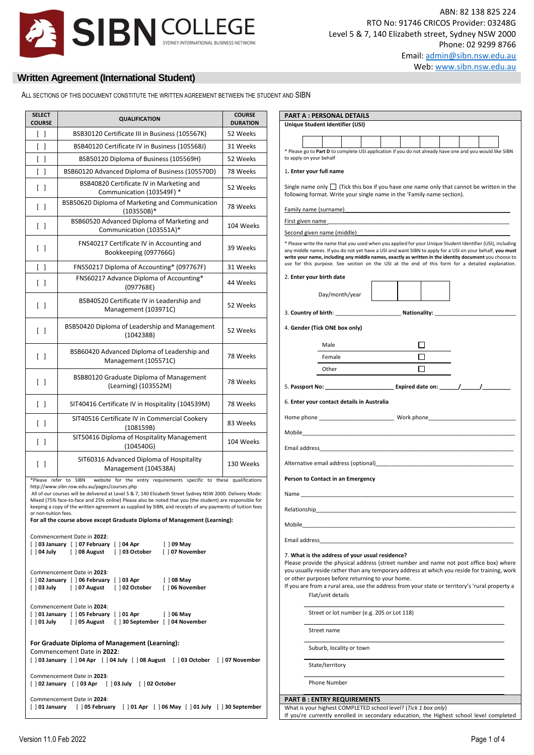SIBN COLLEGE
SYDNEY INTERNATIONAL BUSINESS NETWORK

ABN: 82 138 825 224
RTO No: 91746 CRICOS Provider: 03248G
Level 5 & 7, 140 Elizabeth street, Sydney NSW 2000
Phone: 02 9299 8766
Email: admin@sibn.nsw.edu.au
Web: www.sibn.nsw.edu.au

# Written Agreement (International Student)

ALL SECTIONS OF THIS DOCUMENT CONSTITUTE THE WRITTEN AGREEMENT BETWEEN THE STUDENT AND SIBN

| SELECT COURSE | QUALIFICATION | COURSE DURATION |
|---|---|---|
| [ ] | BSB30120 Certificate III in Business (105567K) | 52 Weeks |
| [ ] | BSB40120 Certificate IV in Business (105568J) | 31 Weeks |
| [ ] | BSB50120 Diploma of Business (105569H) | 52 Weeks |
| [ ] | BSB60120 Advanced Diploma of Business (105570D) | 78 Weeks |
| [ ] | BSB40820 Certificate IV in Marketing and Communication (103549F) * | 52 Weeks |
| [ ] | BSB50620 Diploma of Marketing and Communication (103550B)* | 78 Weeks |
| [ ] | BSB60520 Advanced Diploma of Marketing and Communication (103551A)* | 104 Weeks |
| [ ] | FNS40217 Certificate IV in Accounting and Bookkeeping (097766G) | 39 Weeks |
| [ ] | FNS50217 Diploma of Accounting* (097767F) | 31 Weeks |
| [ ] | FNS60217 Advance Diploma of Accounting* (097768E) | 44 Weeks |
| [ ] | BSB40520 Certificate IV in Leadership and Management (103971C) | 52 Weeks |
| [ ] | BSB50420 Diploma of Leadership and Management (104238B) | 52 Weeks |
| [ ] | BSB60420 Advanced Diploma of Leadership and Management (105571C) | 78 Weeks |
| [ ] | BSB80120 Graduate Diploma of Management (Learning) (103552M) | 78 Weeks |
| [ ] | SIT40416 Certificate IV in Hospitality (104539M) | 78 Weeks |
| [ ] | SIT40516 Certificate IV in Commercial Cookery (108159B) | 83 Weeks |
| [ ] | SIT50416 Diploma of Hospitality Management (104540G) | 104 Weeks |
| [ ] | SIT60316 Advanced Diploma of Hospitality Management (104538A) | 130 Weeks |

*Please refer to SIBN website for the entry requirements specific to these qualifications http://www.sibn.nsw.edu.au/pages/courses.php
All of our courses will be delivered at Level 5 & 7, 140 Elizabeth Street Sydney NSW 2000. Delivery Mode: Mixed (75% face-to-face and 25% online) Please also be noted that you (the student) are responsible for keeping a copy of the written agreement as supplied by SIBN, and receipts of any payments of tuition fees or non-tuition fees.

**For all the course above except Graduate Diploma of Management (Learning):**

Commencement Date in **2022**:
[ ] **03 January** [ ] **07 February** [ ] **04 Apr** [ ] **09 May**
[ ] **04 July** [ ] **08 August** [ ] **03 October** [ ] **07 November**

Commencement Date in **2023**:
[ ] **02 January** [ ] **06 February** [ ] **03 Apr** [ ] **08 May**
[ ] **03 July** [ ] **07 August** [ ] **02 October** [ ] **06 November**

Commencement Date in **2024**:
[ ] **01 January** [ ] **05 February** [ ] **01 Apr** [ ] **06 May**
[ ] **01 July** [ ] **05 August** [ ] **30 September** [ ] **04 November**

**For Graduate Diploma of Management (Learning):**

Commencement Date in **2022**:
[ ] **03 January** [ ] **04 Apr** [ ] **04 July** [ ] **08 August** [ ] **03 October** [ ] **07 November**

Commencement Date in **2023**:
[ ] **02 January** [ ] **03 Apr** [ ] **03 July** [ ] **02 October**

Commencement Date in **2024**:
[ ] **01 January** [ ] **05 February** [ ] **01 Apr** [ ] **06 May** [ ] **01 July** [ ] **30 September**

## PART A : PERSONAL DETAILS

**Unique Student Identifier (USI)**

| | | | | | | | | | |
|---|---|---|---|---|---|---|---|---|---|
| | | | | | | | | | |

* Please go to **Part D** to complete USI application if you do not already have one and you would like SIBN to apply on your behalf

**1. Enter your full name**

Single name only ☐ (Tick this box if you have one name only that cannot be written in the following format. Write your single name in the 'Family name section).

Family name (surname)_______________________________________________

First given name_______________________________________________

Second given name (middle)_______________________________________________

* Please write the name that you used when you applied for your Unique Student Identifier (USI), including any middle names. If you do not yet have a USI and want SIBN to apply for a USI on your behalf, **you must write your name, including any middle names, exactly as written in the identity document** you choose to use for this purpose. See section on the USI at the end of this form for a detailed explanation.

**2. Enter your birth date**

Day/month/year

| | | |
|---|---|---|
| | | |

3. **Country of birth**: ____________________ **Nationality:** ________________________

4. **Gender (Tick ONE box only)**

| | |
|---|---|
| Male | ☐ |
| Female | ☐ |
| Other | ☐ |

5. **Passport No:** ____________________ **Expired date on:** _____/_____/________

6. **Enter your contact details in Australia**

Home phone ________________________ Work phone________________________

Mobile_______________________________________________

Email address_______________________________________________

Alternative email address (optional)_______________________________________________

**Person to Contact in an Emergency**

Name _______________________________________________

Relationship_______________________________________________

Mobile_______________________________________________

Email address_______________________________________________

**7. What is the address of your usual residence?**

Please provide the physical address (street number and name not post office box) where you usually reside rather than any temporary address at which you reside for training, work or other purposes before returning to your home.

If you are from a rural area, use the address from your state or territory's 'rural property a

Flat/unit details
_______________________________________________

Street or lot number (e.g. 205 or Lot 118)
_______________________________________________

Street name
_______________________________________________

Suburb, locality or town
_______________________________________________

State/territory
_______________________________________________

Phone Number

## PART B : ENTRY REQUIREMENTS

What is your highest COMPLETED school level? (*Tick 1 box only*)

If you're currently enrolled in secondary education, the Highest school level completed

Version 11.0 Feb 2022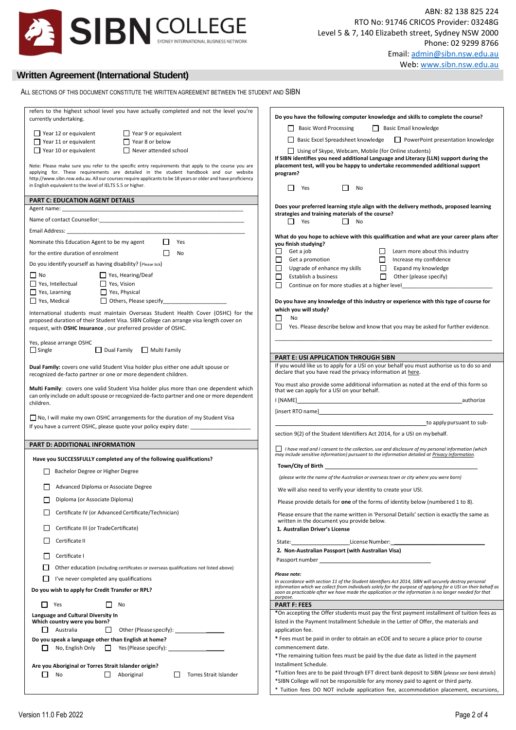ABN: 82 138 825 224
RTO No: 91746 CRICOS Provider: 03248G
Level 5 & 7, 140 Elizabeth street, Sydney NSW 2000
Phone: 02 9299 8766
Email: admin@sibn.nsw.edu.au
Web: www.sibn.nsw.edu.au

## Written Agreement (International Student)

ALL SECTIONS OF THIS DOCUMENT CONSTITUTE THE WRITTEN AGREEMENT BETWEEN THE STUDENT AND SIBN

refers to the highest school level you have actually completed and not the level you're currently undertaking.

- ☐ Year 12 or equivalent
- ☐ Year 9 or equivalent
- ☐ Year 11 or equivalent
- ☐ Year 8 or below
- ☐ Year 10 or equivalent
- ☐ Never attended school

Note: Please make sure you refer to the specific entry requirements that apply to the course you are applying for. These requirements are detailed in the student handbook and our website http://www.sibn.nsw.edu.au. All our courses require applicants to be 18 years or older and have proficiency in English equivalent to the level of IELTS 5.5 or higher.

### PART C: EDUCATION AGENT DETAILS

Agent name: ____________________

Name of contact Counsellor: ____________________

Email Address: ____________________

Nominate this Education Agent to be my agent ☐ Yes

for the entire duration of enrolment ☐ No

Do you identify yourself as having disability? (Please tick)

- ☐ No
- ☐ Yes, Hearing/Deaf
- ☐ Yes, Intellectual
- ☐ Yes, Vision
- ☐ Yes, Learning
- ☐ Yes, Physical
- ☐ Yes, Medical
- ☐ Others, Please specify____________________

International students must maintain Overseas Student Health Cover (OSHC) for the proposed duration of their Student Visa. SIBN College can arrange visa length cover on request, with **OSHC Insurance** , our preferred provider of OSHC.

Yes, please arrange OSHC

☐ Single ☐ Dual Family ☐ Multi Family

**Dual Family:** covers one valid Student Visa holder plus either one adult spouse or recognized de-facto partner or one or more dependent children.

**Multi Family**: covers one valid Student Visa holder plus more than one dependent which can only include on adult spouse or recognized de-facto partner and one or more dependent children.

☐ No, I will make my own OSHC arrangements for the duration of my Student Visa

If you have a current OSHC, please quote your policy expiry date: ____________________

### PART D: ADDITIONAL INFORMATION

**Have you SUCCESSFULLY completed any of the following qualifications?**

- ☐ Bachelor Degree or Higher Degree
- ☐ Advanced Diploma or Associate Degree
- ☐ Diploma (or Associate Diploma)
- ☐ Certificate IV (or Advanced Certificate/Technician)
- ☐ Certificate III (or TradeCertificate)
- ☐ Certificate II
- ☐ Certificate I
- ☐ Other education (including certificates or overseas qualifications not listed above)
- ☐ I've never completed any qualifications

**Do you wish to apply for Credit Transfer or RPL?**

☐ Yes ☐ No

**Language and Cultural Diversity In**
**Which country were you born?**

☐ Australia ☐ Other (Please specify): ____________________

**Do you speak a language other than English at home?**

☐ No, English Only ☐ Yes (Please specify): ____________________

**Are you Aboriginal or Torres Strait Islander origin?**

☐ No ☐ Aboriginal ☐ Torres Strait Islander

**Do you have the following computer knowledge and skills to complete the course?**

- ☐ Basic Word Processing
- ☐ Basic Email knowledge
- ☐ Basic Excel Spreadsheet knowledge
- ☐ PowerPoint presentation knowledge
- ☐ Using of Skype, Webcam, Mobile (for Online students)

**If SIBN identifies you need additional Language and Literacy (LLN) support during the placement test, will you be happy to undertake recommended additional support program?**

☐ Yes ☐ No

**Does your preferred learning style align with the delivery methods, proposed learning strategies and training materials of the course?**

☐ Yes ☐ No

**What do you hope to achieve with this qualification and what are your career plans after you finish studying?**

- ☐ Get a job
- ☐ Learn more about this industry
- ☐ Get a promotion
- ☐ Increase my confidence
- ☐ Upgrade of enhance my skills
- ☐ Expand my knowledge
- ☐ Establish a business
- ☐ Other (please specify)
- ☐ Continue on for more studies at a higher level____________________

**Do you have any knowledge of this industry or experience with this type of course for which you will study?**

- ☐ No
- ☐ Yes. Please describe below and know that you may be asked for further evidence.

____________________

### PART E: USI APPLICATION THROUGH SIBN

If you would like us to apply for a USI on your behalf you must authorise us to do so and declare that you have read the privacy information at here.

You must also provide some additional information as noted at the end of this form so that we can apply for a USI on your behalf.

I [NAME]____________________authorize

[insert RTO name]____________________

____________________to apply pursuant to sub-section 9(2) of the Student Identifiers Act 2014, for a USI on my behalf.

☐ *I have read and I consent to the collection, use and disclosure of my personal information (which may include sensitive information) pursuant to the information detailed at Privacy Information.*

**Town/City of Birth** ____________________

*(please write the name of the Australian or overseas town or city where you were born)*

We will also need to verify your identity to create your USI.

Please provide details for **one** of the forms of identity below (numbered 1 to 8).

Please ensure that the name written in 'Personal Details' section is exactly the same as written in the document you provide below.

**1. Australian Driver's License**

State:____________________License Number:____________________

**2. Non-Australian Passport (with Australian Visa)**

Passport number ____________________

***Please note:***

*In accordance with section 11 of the Student Identifiers Act 2014, SIBN will securely destroy personal information which we collect from individuals solely for the purpose of applying for a USI on their behalf as soon as practicable after we have made the application or the information is no longer needed for that purpose.*

### PART F: FEES

*On accepting the Offer students must pay the first payment installment of tuition fees as listed in the Payment Installment Schedule in the Letter of Offer, the materials and application fee.

* Fees must be paid in order to obtain an eCOE and to secure a place prior to course commencement date.

*The remaining tuition fees must be paid by the due date as listed in the payment Installment Schedule.

*Tuition fees are to be paid through EFT direct bank deposit to SIBN (*please see bank details*)

*SIBN College will not be responsible for any money paid to agent or third party.

* Tuition fees DO NOT include application fee, accommodation placement, excursions,

Version 11.0 Feb 2022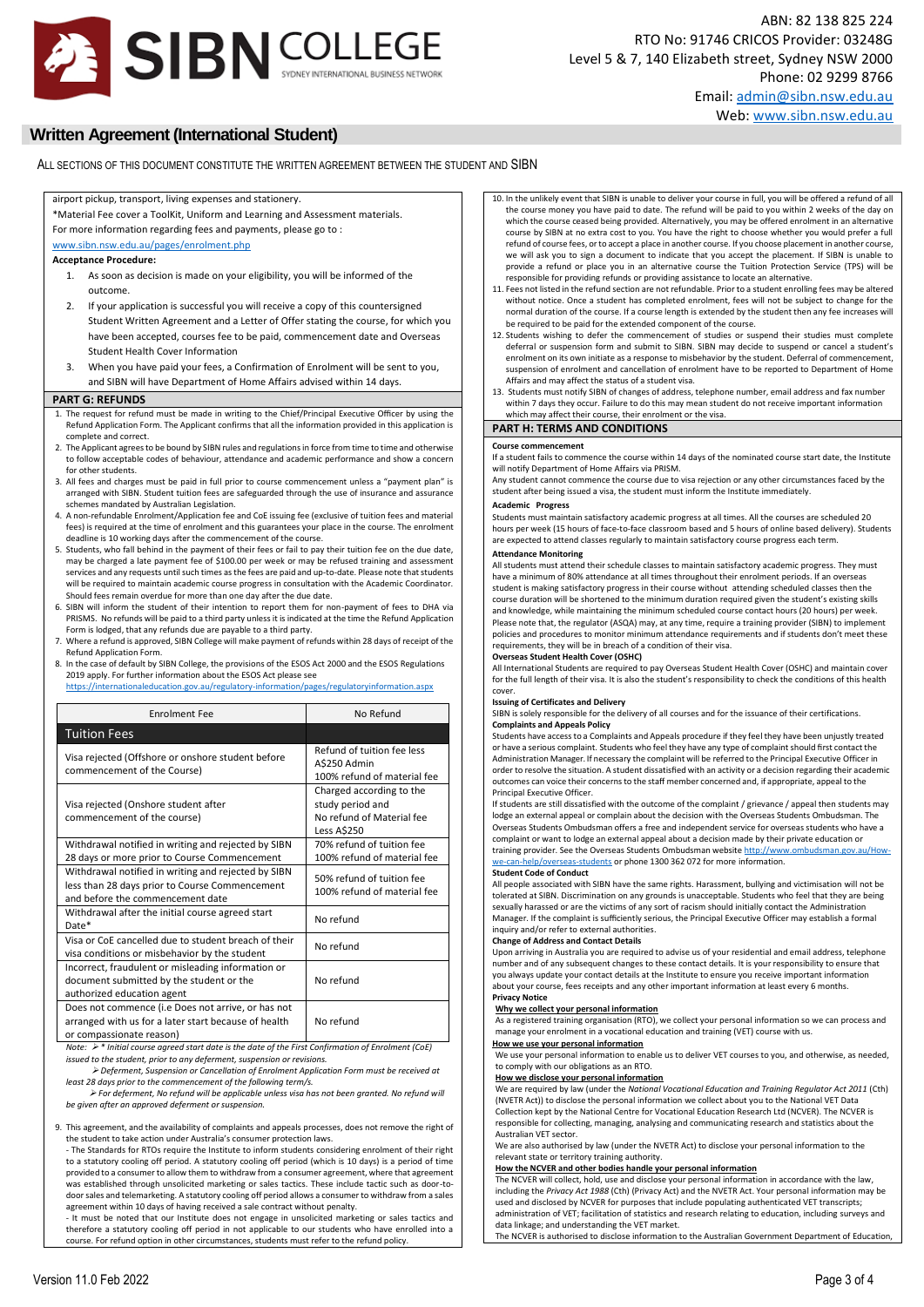# Written Agreement (International Student)

ALL SECTIONS OF THIS DOCUMENT CONSTITUTE THE WRITTEN AGREEMENT BETWEEN THE STUDENT AND SIBN

airport pickup, transport, living expenses and stationery.

*Material Fee cover a ToolKit, Uniform and Learning and Assessment materials.

For more information regarding fees and payments, please go to :

www.sibn.nsw.edu.au/pages/enrolment.php

**Acceptance Procedure:**

1. As soon as decision is made on your eligibility, you will be informed of the outcome.
2. If your application is successful you will receive a copy of this countersigned Student Written Agreement and a Letter of Offer stating the course, for which you have been accepted, courses fee to be paid, commencement date and Overseas Student Health Cover Information
3. When you have paid your fees, a Confirmation of Enrolment will be sent to you, and SIBN will have Department of Home Affairs advised within 14 days.

## PART G: REFUNDS

1. The request for refund must be made in writing to the Chief/Principal Executive Officer by using the Refund Application Form. The Applicant confirms that all the information provided in this application is complete and correct.
2. The Applicant agrees to be bound by SIBN rules and regulations in force from time to time and otherwise to follow acceptable codes of behaviour, attendance and academic performance and show a concern for other students.
3. All fees and charges must be paid in full prior to course commencement unless a "payment plan" is arranged with SIBN. Student tuition fees are safeguarded through the use of insurance and assurance schemes mandated by Australian Legislation.
4. A non-refundable Enrolment/Application fee and CoE issuing fee (exclusive of tuition fees and material fees) is required at the time of enrolment and this guarantees your place in the course. The enrolment deadline is 10 working days after the commencement of the course.
5. Students, who fall behind in the payment of their fees or fail to pay their tuition fee on the due date, may be charged a late payment fee of $100.00 per week or may be refused training and assessment services and any requests until such times as the fees are paid and up-to-date. Please note that students will be required to maintain academic course progress in consultation with the Academic Coordinator. Should fees remain overdue for more than one day after the due date.
6. SIBN will inform the student of their intention to report them for non-payment of fees to DHA via PRISMS. No refunds will be paid to a third party unless it is indicated at the time the Refund Application Form is lodged, that any refunds due are payable to a third party.
7. Where a refund is approved, SIBN College will make payment of refunds within 28 days of receipt of the Refund Application Form.
8. In the case of default by SIBN College, the provisions of the ESOS Act 2000 and the ESOS Regulations 2019 apply. For further information about the ESOS Act please see https://internationaleducation.gov.au/regulatory-information/pages/regulatoryinformation.aspx

| Enrolment Fee | No Refund |
|---|---|
| **Tuition Fees** | |
| Visa rejected (Offshore or onshore student before commencement of the Course) | Refund of tuition fee less A$250 Admin<br>100% refund of material fee |
| Visa rejected (Onshore student after commencement of the course) | Charged according to the study period and<br>No refund of Material fee<br>Less A$250 |
| Withdrawal notified in writing and rejected by SIBN 28 days or more prior to Course Commencement | 70% refund of tuition fee<br>100% refund of material fee |
| Withdrawal notified in writing and rejected by SIBN less than 28 days prior to Course Commencement and before the commencement date | 50% refund of tuition fee<br>100% refund of material fee |
| Withdrawal after the initial course agreed start Date* | No refund |
| Visa or CoE cancelled due to student breach of their visa conditions or misbehavior by the student | No refund |
| Incorrect, fraudulent or misleading information or document submitted by the student or the authorized education agent | No refund |
| Does not commence (i.e Does not arrive, or has not arranged with us for a later start because of health or compassionate reason) | No refund |

Note: ➢ * *Initial course agreed start date is the date of the First Confirmation of Enrolment (CoE) issued to the student, prior to any deferment, suspension or revisions.*

➢ *Deferment, Suspension or Cancellation of Enrolment Application Form must be received at least 28 days prior to the commencement of the following term/s.*

➢ *For deferment, No refund will be applicable unless visa has not been granted. No refund will be given after an approved deferment or suspension.*

9. This agreement, and the availability of complaints and appeals processes, does not remove the right of the student to take action under Australia's consumer protection laws.
   - The Standards for RTOs require the Institute to inform students considering enrolment of their right to a statutory cooling off period. A statutory cooling off period (which is 10 days) is a period of time provided to a consumer to allow them to withdraw from a consumer agreement, where that agreement was established through unsolicited marketing or sales tactics. These include tactic such as door-to-door sales and telemarketing. A statutory cooling off period allows a consumer to withdraw from a sales agreement within 10 days of having received a sale contract without penalty.
   - It must be noted that our Institute does not engage in unsolicited marketing or sales tactics and therefore a statutory cooling off period in not applicable to our students who have enrolled into a course. For refund option in other circumstances, students must refer to the refund policy.
10. In the unlikely event that SIBN is unable to deliver your course in full, you will be offered a refund of all the course money you have paid to date. The refund will be paid to you within 2 weeks of the day on which the course ceased being provided. Alternatively, you may be offered enrolment in an alternative course by SIBN at no extra cost to you. You have the right to choose whether you would prefer a full refund of course fees, or to accept a place in another course. If you choose placement in another course, we will ask you to sign a document to indicate that you accept the placement. If SIBN is unable to provide a refund or place you in an alternative course the Tuition Protection Service (TPS) will be responsible for providing refunds or providing assistance to locate an alternative.
11. Fees not listed in the refund section are not refundable. Prior to a student enrolling fees may be altered without notice. Once a student has completed enrolment, fees will not be subject to change for the normal duration of the course. If a course length is extended by the student then any fee increases will be required to be paid for the extended component of the course.
12. Students wishing to defer the commencement of studies or suspend their studies must complete deferral or suspension form and submit to SIBN. SIBN may decide to suspend or cancel a student's enrolment on its own initiate as a response to misbehavior by the student. Deferral of commencement, suspension of enrolment and cancellation of enrolment have to be reported to Department of Home Affairs and may affect the status of a student visa.
13. Students must notify SIBN of changes of address, telephone number, email address and fax number within 7 days they occur. Failure to do this may mean student do not receive important information which may affect their course, their enrolment or the visa.

## PART H: TERMS AND CONDITIONS

**Course commencement**

If a student fails to commence the course within 14 days of the nominated course start date, the Institute will notify Department of Home Affairs via PRISM.

Any student cannot commence the course due to visa rejection or any other circumstances faced by the student after being issued a visa, the student must inform the Institute immediately.

**Academic Progress**

Students must maintain satisfactory academic progress at all times. All the courses are scheduled 20 hours per week (15 hours of face-to-face classroom based and 5 hours of online based delivery). Students are expected to attend classes regularly to maintain satisfactory course progress each term.

**Attendance Monitoring**

All students must attend their schedule classes to maintain satisfactory academic progress. They must have a minimum of 80% attendance at all times throughout their enrolment periods. If an overseas student is making satisfactory progress in their course without attending scheduled classes then the course duration will be shortened to the minimum duration required given the student's existing skills and knowledge, while maintaining the minimum scheduled course contact hours (20 hours) per week. Please note that, the regulator (ASQA) may, at any time, require a training provider (SIBN) to implement policies and procedures to monitor minimum attendance requirements and if students don't meet these requirements, they will be in breach of a condition of their visa.

**Overseas Student Health Cover (OSHC)**

All International Students are required to pay Overseas Student Health Cover (OSHC) and maintain cover for the full length of their visa. It is also the student's responsibility to check the conditions of this health cover.

**Issuing of Certificates and Delivery**

SIBN is solely responsible for the delivery of all courses and for the issuance of their certifications.

**Complaints and Appeals Policy**

Students have access to a Complaints and Appeals procedure if they feel they have been unjustly treated or have a serious complaint. Students who feel they have any type of complaint should first contact the Administration Manager. If necessary the complaint will be referred to the Principal Executive Officer in order to resolve the situation. A student dissatisfied with an activity or a decision regarding their academic outcomes can voice their concerns to the staff member concerned and, if appropriate, appeal to the Principal Executive Officer.

If students are still dissatisfied with the outcome of the complaint / grievance / appeal then students may lodge an external appeal or complain about the decision with the Overseas Students Ombudsman. The Overseas Students Ombudsman offers a free and independent service for overseas students who have a complaint or want to lodge an external appeal about a decision made by their private education or training provider. See the Overseas Students Ombudsman website http://www.ombudsman.gov.au/How-we-can-help/overseas-students or phone 1300 362 072 for more information.

**Student Code of Conduct**

All people associated with SIBN have the same rights. Harassment, bullying and victimisation will not be tolerated at SIBN. Discrimination on any grounds is unacceptable. Students who feel that they are being sexually harassed or are the victims of any sort of racism should initially contact the Administration Manager. If the complaint is sufficiently serious, the Principal Executive Officer may establish a formal inquiry and/or refer to external authorities.

**Change of Address and Contact Details**

Upon arriving in Australia you are required to advise us of your residential and email address, telephone number and of any subsequent changes to these contact details. It is your responsibility to ensure that you always update your contact details at the Institute to ensure you receive important information about your course, fees receipts and any other important information at least every 6 months.

**Privacy Notice**

**Why we collect your personal information**

As a registered training organisation (RTO), we collect your personal information so we can process and manage your enrolment in a vocational education and training (VET) course with us.

**How we use your personal information**

We use your personal information to enable us to deliver VET courses to you, and otherwise, as needed, to comply with our obligations as an RTO.

**How we disclose your personal information**

We are required by law (under the *National Vocational Education and Training Regulator Act 2011* (Cth) (NVETR Act)) to disclose the personal information we collect about you to the National VET Data Collection kept by the National Centre for Vocational Education Research Ltd (NCVER). The NCVER is responsible for collecting, managing, analysing and communicating research and statistics about the Australian VET sector.

We are also authorised by law (under the NVETR Act) to disclose your personal information to the relevant state or territory training authority.

**How the NCVER and other bodies handle your personal information**

The NCVER will collect, hold, use and disclose your personal information in accordance with the law, including the *Privacy Act 1988* (Cth) (Privacy Act) and the NVETR Act. Your personal information may be used and disclosed by NCVER for purposes that include populating authenticated VET transcripts; administration of VET; facilitation of statistics and research relating to education, including surveys and data linkage; and understanding the VET market.

The NCVER is authorised to disclose information to the Australian Government Department of Education,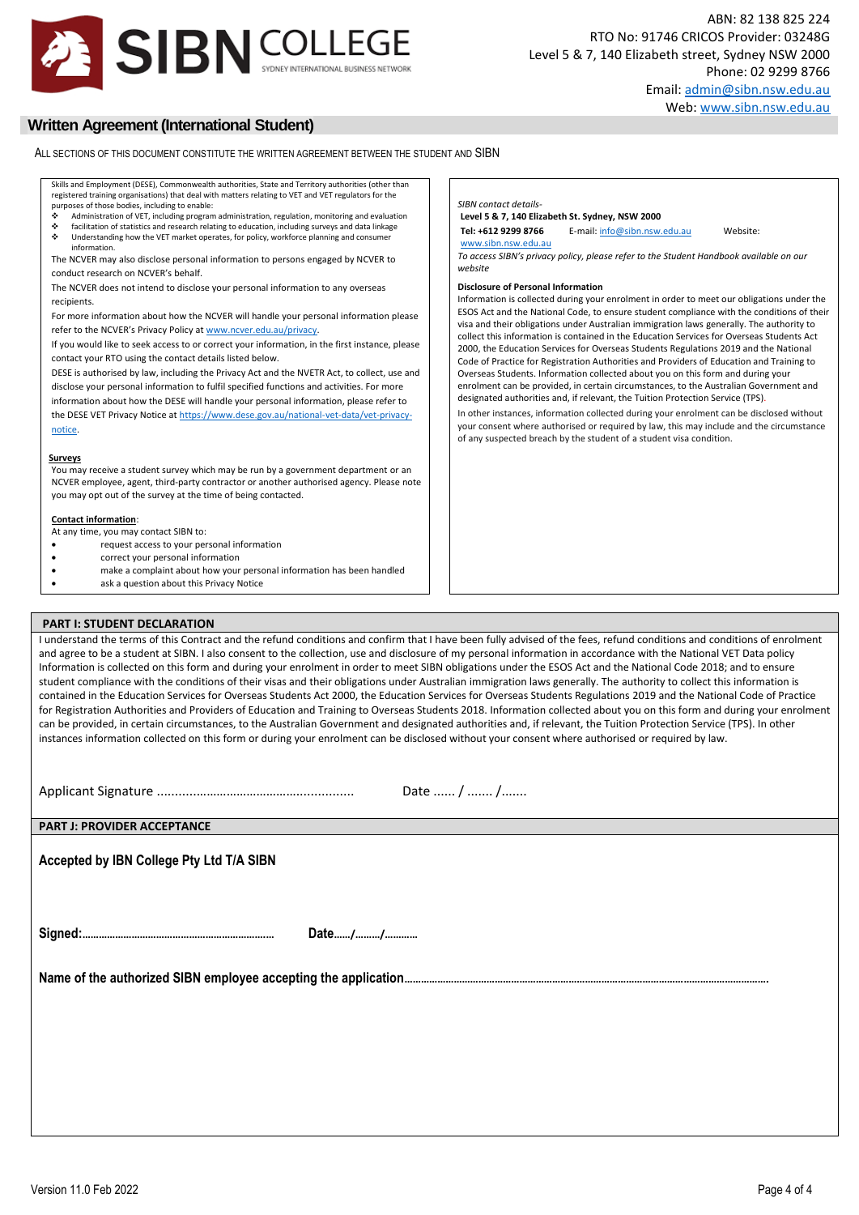ABN: 82 138 825 224
RTO No: 91746 CRICOS Provider: 03248G
Level 5 & 7, 140 Elizabeth street, Sydney NSW 2000
Phone: 02 9299 8766
Email: admin@sibn.nsw.edu.au
Web: www.sibn.nsw.edu.au

## Written Agreement (International Student)

ALL SECTIONS OF THIS DOCUMENT CONSTITUTE THE WRITTEN AGREEMENT BETWEEN THE STUDENT AND SIBN

Skills and Employment (DESE), Commonwealth authorities, State and Territory authorities (other than registered training organisations) that deal with matters relating to VET and VET regulators for the purposes of those bodies, including to enable:

- Administration of VET, including program administration, regulation, monitoring and evaluation
- facilitation of statistics and research relating to education, including surveys and data linkage
- Understanding how the VET market operates, for policy, workforce planning and consumer information.

The NCVER may also disclose personal information to persons engaged by NCVER to conduct research on NCVER's behalf.

The NCVER does not intend to disclose your personal information to any overseas recipients.

For more information about how the NCVER will handle your personal information please refer to the NCVER's Privacy Policy at www.ncver.edu.au/privacy.

If you would like to seek access to or correct your information, in the first instance, please contact your RTO using the contact details listed below.

DESE is authorised by law, including the Privacy Act and the NVETR Act, to collect, use and disclose your personal information to fulfil specified functions and activities. For more information about how the DESE will handle your personal information, please refer to the DESE VET Privacy Notice at https://www.dese.gov.au/national-vet-data/vet-privacy-notice.

**Surveys**

You may receive a student survey which may be run by a government department or an NCVER employee, agent, third-party contractor or another authorised agency. Please note you may opt out of the survey at the time of being contacted.

**Contact information**:

At any time, you may contact SIBN to:

- request access to your personal information
- correct your personal information
- make a complaint about how your personal information has been handled
- ask a question about this Privacy Notice

*SIBN contact details-*

**Level 5 & 7, 140 Elizabeth St. Sydney, NSW 2000**

**Tel: +612 9299 8766** E-mail: info@sibn.nsw.edu.au Website: www.sibn.nsw.edu.au

*To access SIBN's privacy policy, please refer to the Student Handbook available on our website*

**Disclosure of Personal Information**

Information is collected during your enrolment in order to meet our obligations under the ESOS Act and the National Code, to ensure student compliance with the conditions of their visa and their obligations under Australian immigration laws generally. The authority to collect this information is contained in the Education Services for Overseas Students Act 2000, the Education Services for Overseas Students Regulations 2019 and the National Code of Practice for Registration Authorities and Providers of Education and Training to Overseas Students. Information collected about you on this form and during your enrolment can be provided, in certain circumstances, to the Australian Government and designated authorities and, if relevant, the Tuition Protection Service (TPS).

In other instances, information collected during your enrolment can be disclosed without your consent where authorised or required by law, this may include and the circumstance of any suspected breach by the student of a student visa condition.

### PART I: STUDENT DECLARATION

I understand the terms of this Contract and the refund conditions and confirm that I have been fully advised of the fees, refund conditions and conditions of enrolment and agree to be a student at SIBN. I also consent to the collection, use and disclosure of my personal information in accordance with the National VET Data policy Information is collected on this form and during your enrolment in order to meet SIBN obligations under the ESOS Act and the National Code 2018; and to ensure student compliance with the conditions of their visas and their obligations under Australian immigration laws generally. The authority to collect this information is contained in the Education Services for Overseas Students Act 2000, the Education Services for Overseas Students Regulations 2019 and the National Code of Practice for Registration Authorities and Providers of Education and Training to Overseas Students 2018. Information collected about you on this form and during your enrolment can be provided, in certain circumstances, to the Australian Government and designated authorities and, if relevant, the Tuition Protection Service (TPS). In other instances information collected on this form or during your enrolment can be disclosed without your consent where authorised or required by law.

Applicant Signature ........................................................ Date ...... / ....... /.......

### PART J: PROVIDER ACCEPTANCE

**Accepted by IBN College Pty Ltd T/A SIBN**

**Signed:**...................................................................... **Date....../........./............**

**Name of the authorized SIBN employee accepting the application**.......................................................................................................................................

Version 11.0 Feb 2022